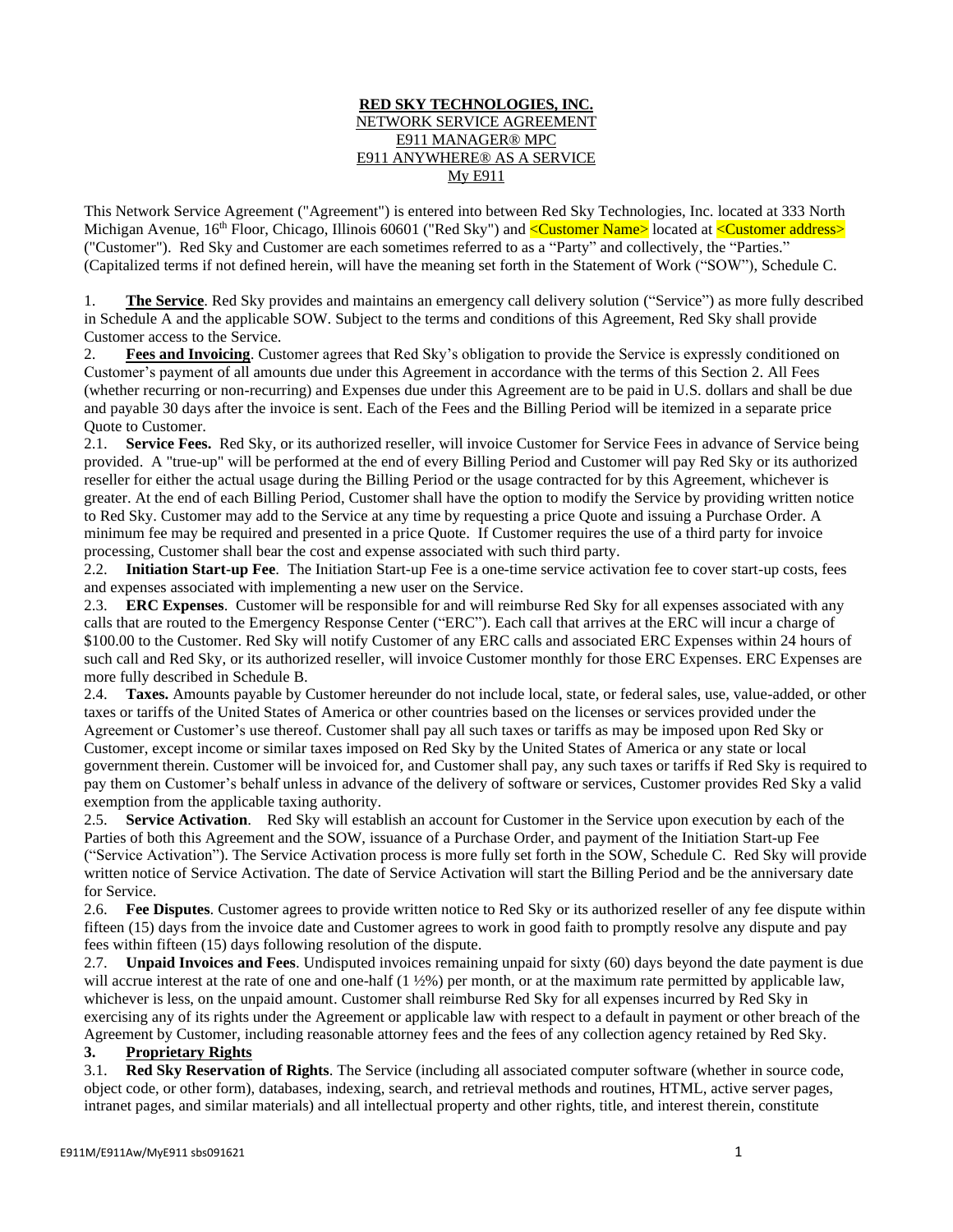**RED SKY TECHNOLOGIES, INC.**
NETWORK SERVICE AGREEMENT
E911 MANAGER® MPC
E911 ANYWHERE® AS A SERVICE
My E911

This Network Service Agreement ("Agreement") is entered into between Red Sky Technologies, Inc. located at 333 North Michigan Avenue, 16th Floor, Chicago, Illinois 60601 ("Red Sky") and <Customer Name> located at <Customer address> ("Customer"). Red Sky and Customer are each sometimes referred to as a "Party" and collectively, the "Parties." (Capitalized terms if not defined herein, will have the meaning set forth in the Statement of Work ("SOW"), Schedule C.

1. **The Service**. Red Sky provides and maintains an emergency call delivery solution ("Service") as more fully described in Schedule A and the applicable SOW. Subject to the terms and conditions of this Agreement, Red Sky shall provide Customer access to the Service.

2. **Fees and Invoicing**. Customer agrees that Red Sky's obligation to provide the Service is expressly conditioned on Customer's payment of all amounts due under this Agreement in accordance with the terms of this Section 2. All Fees (whether recurring or non-recurring) and Expenses due under this Agreement are to be paid in U.S. dollars and shall be due and payable 30 days after the invoice is sent. Each of the Fees and the Billing Period will be itemized in a separate price Quote to Customer.

2.1. **Service Fees.** Red Sky, or its authorized reseller, will invoice Customer for Service Fees in advance of Service being provided. A "true-up" will be performed at the end of every Billing Period and Customer will pay Red Sky or its authorized reseller for either the actual usage during the Billing Period or the usage contracted for by this Agreement, whichever is greater. At the end of each Billing Period, Customer shall have the option to modify the Service by providing written notice to Red Sky. Customer may add to the Service at any time by requesting a price Quote and issuing a Purchase Order. A minimum fee may be required and presented in a price Quote. If Customer requires the use of a third party for invoice processing, Customer shall bear the cost and expense associated with such third party.

2.2. **Initiation Start-up Fee**. The Initiation Start-up Fee is a one-time service activation fee to cover start-up costs, fees and expenses associated with implementing a new user on the Service.

2.3. **ERC Expenses**. Customer will be responsible for and will reimburse Red Sky for all expenses associated with any calls that are routed to the Emergency Response Center ("ERC"). Each call that arrives at the ERC will incur a charge of $100.00 to the Customer. Red Sky will notify Customer of any ERC calls and associated ERC Expenses within 24 hours of such call and Red Sky, or its authorized reseller, will invoice Customer monthly for those ERC Expenses. ERC Expenses are more fully described in Schedule B.

2.4. **Taxes.** Amounts payable by Customer hereunder do not include local, state, or federal sales, use, value-added, or other taxes or tariffs of the United States of America or other countries based on the licenses or services provided under the Agreement or Customer's use thereof. Customer shall pay all such taxes or tariffs as may be imposed upon Red Sky or Customer, except income or similar taxes imposed on Red Sky by the United States of America or any state or local government therein. Customer will be invoiced for, and Customer shall pay, any such taxes or tariffs if Red Sky is required to pay them on Customer's behalf unless in advance of the delivery of software or services, Customer provides Red Sky a valid exemption from the applicable taxing authority.

2.5. **Service Activation**. Red Sky will establish an account for Customer in the Service upon execution by each of the Parties of both this Agreement and the SOW, issuance of a Purchase Order, and payment of the Initiation Start-up Fee ("Service Activation"). The Service Activation process is more fully set forth in the SOW, Schedule C. Red Sky will provide written notice of Service Activation. The date of Service Activation will start the Billing Period and be the anniversary date for Service.

2.6. **Fee Disputes**. Customer agrees to provide written notice to Red Sky or its authorized reseller of any fee dispute within fifteen (15) days from the invoice date and Customer agrees to work in good faith to promptly resolve any dispute and pay fees within fifteen (15) days following resolution of the dispute.

2.7. **Unpaid Invoices and Fees**. Undisputed invoices remaining unpaid for sixty (60) days beyond the date payment is due will accrue interest at the rate of one and one-half (1 ½%) per month, or at the maximum rate permitted by applicable law, whichever is less, on the unpaid amount. Customer shall reimburse Red Sky for all expenses incurred by Red Sky in exercising any of its rights under the Agreement or applicable law with respect to a default in payment or other breach of the Agreement by Customer, including reasonable attorney fees and the fees of any collection agency retained by Red Sky.

**3. Proprietary Rights**

3.1. **Red Sky Reservation of Rights**. The Service (including all associated computer software (whether in source code, object code, or other form), databases, indexing, search, and retrieval methods and routines, HTML, active server pages, intranet pages, and similar materials) and all intellectual property and other rights, title, and interest therein, constitute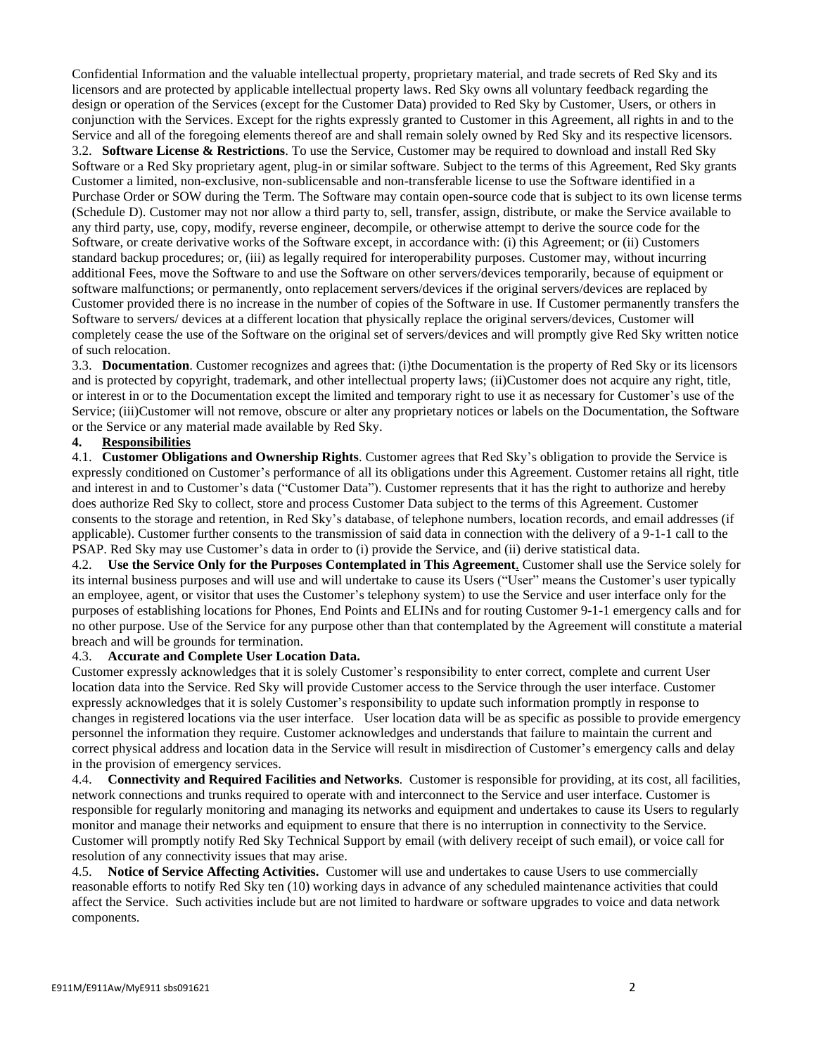Confidential Information and the valuable intellectual property, proprietary material, and trade secrets of Red Sky and its licensors and are protected by applicable intellectual property laws. Red Sky owns all voluntary feedback regarding the design or operation of the Services (except for the Customer Data) provided to Red Sky by Customer, Users, or others in conjunction with the Services. Except for the rights expressly granted to Customer in this Agreement, all rights in and to the Service and all of the foregoing elements thereof are and shall remain solely owned by Red Sky and its respective licensors.

3.2. **Software License & Restrictions**. To use the Service, Customer may be required to download and install Red Sky Software or a Red Sky proprietary agent, plug-in or similar software. Subject to the terms of this Agreement, Red Sky grants Customer a limited, non-exclusive, non-sublicensable and non-transferable license to use the Software identified in a Purchase Order or SOW during the Term. The Software may contain open-source code that is subject to its own license terms (Schedule D). Customer may not nor allow a third party to, sell, transfer, assign, distribute, or make the Service available to any third party, use, copy, modify, reverse engineer, decompile, or otherwise attempt to derive the source code for the Software, or create derivative works of the Software except, in accordance with: (i) this Agreement; or (ii) Customers standard backup procedures; or, (iii) as legally required for interoperability purposes. Customer may, without incurring additional Fees, move the Software to and use the Software on other servers/devices temporarily, because of equipment or software malfunctions; or permanently, onto replacement servers/devices if the original servers/devices are replaced by Customer provided there is no increase in the number of copies of the Software in use. If Customer permanently transfers the Software to servers/ devices at a different location that physically replace the original servers/devices, Customer will completely cease the use of the Software on the original set of servers/devices and will promptly give Red Sky written notice of such relocation.

3.3. **Documentation**. Customer recognizes and agrees that: (i)the Documentation is the property of Red Sky or its licensors and is protected by copyright, trademark, and other intellectual property laws; (ii)Customer does not acquire any right, title, or interest in or to the Documentation except the limited and temporary right to use it as necessary for Customer's use of the Service; (iii)Customer will not remove, obscure or alter any proprietary notices or labels on the Documentation, the Software or the Service or any material made available by Red Sky.

**4. <u>Responsibilities</u>**

4.1. **Customer Obligations and Ownership Rights**. Customer agrees that Red Sky's obligation to provide the Service is expressly conditioned on Customer's performance of all its obligations under this Agreement. Customer retains all right, title and interest in and to Customer's data ("Customer Data"). Customer represents that it has the right to authorize and hereby does authorize Red Sky to collect, store and process Customer Data subject to the terms of this Agreement. Customer consents to the storage and retention, in Red Sky's database, of telephone numbers, location records, and email addresses (if applicable). Customer further consents to the transmission of said data in connection with the delivery of a 9-1-1 call to the PSAP. Red Sky may use Customer's data in order to (i) provide the Service, and (ii) derive statistical data.

4.2. **Use the Service Only for the Purposes Contemplated in This Agreement**. Customer shall use the Service solely for its internal business purposes and will use and will undertake to cause its Users ("User" means the Customer's user typically an employee, agent, or visitor that uses the Customer's telephony system) to use the Service and user interface only for the purposes of establishing locations for Phones, End Points and ELINs and for routing Customer 9-1-1 emergency calls and for no other purpose. Use of the Service for any purpose other than that contemplated by the Agreement will constitute a material breach and will be grounds for termination.

4.3. **Accurate and Complete User Location Data.**

Customer expressly acknowledges that it is solely Customer's responsibility to enter correct, complete and current User location data into the Service. Red Sky will provide Customer access to the Service through the user interface. Customer expressly acknowledges that it is solely Customer's responsibility to update such information promptly in response to changes in registered locations via the user interface. User location data will be as specific as possible to provide emergency personnel the information they require. Customer acknowledges and understands that failure to maintain the current and correct physical address and location data in the Service will result in misdirection of Customer's emergency calls and delay in the provision of emergency services.

4.4. **Connectivity and Required Facilities and Networks**. Customer is responsible for providing, at its cost, all facilities, network connections and trunks required to operate with and interconnect to the Service and user interface. Customer is responsible for regularly monitoring and managing its networks and equipment and undertakes to cause its Users to regularly monitor and manage their networks and equipment to ensure that there is no interruption in connectivity to the Service. Customer will promptly notify Red Sky Technical Support by email (with delivery receipt of such email), or voice call for resolution of any connectivity issues that may arise.

4.5. **Notice of Service Affecting Activities.** Customer will use and undertakes to cause Users to use commercially reasonable efforts to notify Red Sky ten (10) working days in advance of any scheduled maintenance activities that could affect the Service. Such activities include but are not limited to hardware or software upgrades to voice and data network components.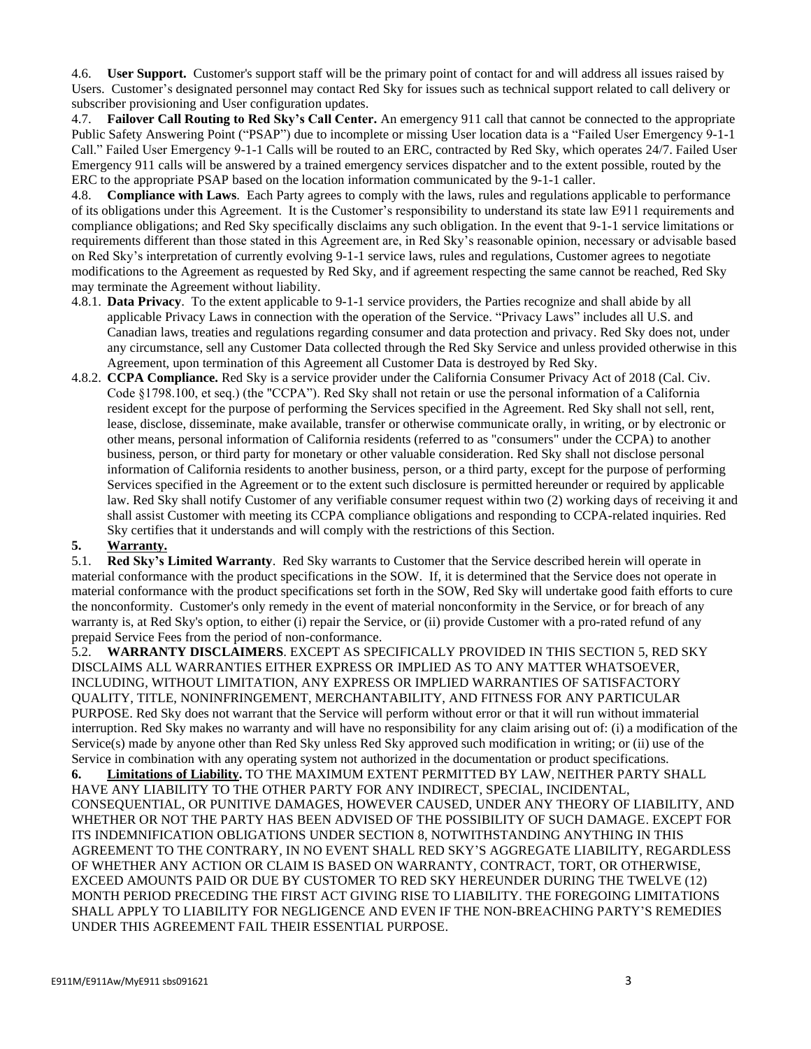4.6. **User Support.** Customer's support staff will be the primary point of contact for and will address all issues raised by Users. Customer's designated personnel may contact Red Sky for issues such as technical support related to call delivery or subscriber provisioning and User configuration updates.

4.7. **Failover Call Routing to Red Sky's Call Center.** An emergency 911 call that cannot be connected to the appropriate Public Safety Answering Point ("PSAP") due to incomplete or missing User location data is a "Failed User Emergency 9-1-1 Call." Failed User Emergency 9-1-1 Calls will be routed to an ERC, contracted by Red Sky, which operates 24/7. Failed User Emergency 911 calls will be answered by a trained emergency services dispatcher and to the extent possible, routed by the ERC to the appropriate PSAP based on the location information communicated by the 9-1-1 caller.

4.8. **Compliance with Laws**. Each Party agrees to comply with the laws, rules and regulations applicable to performance of its obligations under this Agreement. It is the Customer's responsibility to understand its state law E911 requirements and compliance obligations; and Red Sky specifically disclaims any such obligation. In the event that 9-1-1 service limitations or requirements different than those stated in this Agreement are, in Red Sky's reasonable opinion, necessary or advisable based on Red Sky's interpretation of currently evolving 9-1-1 service laws, rules and regulations, Customer agrees to negotiate modifications to the Agreement as requested by Red Sky, and if agreement respecting the same cannot be reached, Red Sky may terminate the Agreement without liability.

4.8.1. **Data Privacy**. To the extent applicable to 9-1-1 service providers, the Parties recognize and shall abide by all applicable Privacy Laws in connection with the operation of the Service. "Privacy Laws" includes all U.S. and Canadian laws, treaties and regulations regarding consumer and data protection and privacy. Red Sky does not, under any circumstance, sell any Customer Data collected through the Red Sky Service and unless provided otherwise in this Agreement, upon termination of this Agreement all Customer Data is destroyed by Red Sky.

4.8.2. **CCPA Compliance.** Red Sky is a service provider under the California Consumer Privacy Act of 2018 (Cal. Civ. Code §1798.100, et seq.) (the "CCPA"). Red Sky shall not retain or use the personal information of a California resident except for the purpose of performing the Services specified in the Agreement. Red Sky shall not sell, rent, lease, disclose, disseminate, make available, transfer or otherwise communicate orally, in writing, or by electronic or other means, personal information of California residents (referred to as "consumers" under the CCPA) to another business, person, or third party for monetary or other valuable consideration. Red Sky shall not disclose personal information of California residents to another business, person, or a third party, except for the purpose of performing Services specified in the Agreement or to the extent such disclosure is permitted hereunder or required by applicable law. Red Sky shall notify Customer of any verifiable consumer request within two (2) working days of receiving it and shall assist Customer with meeting its CCPA compliance obligations and responding to CCPA-related inquiries. Red Sky certifies that it understands and will comply with the restrictions of this Section.

**5. Warranty.**

5.1. **Red Sky's Limited Warranty**. Red Sky warrants to Customer that the Service described herein will operate in material conformance with the product specifications in the SOW. If, it is determined that the Service does not operate in material conformance with the product specifications set forth in the SOW, Red Sky will undertake good faith efforts to cure the nonconformity. Customer's only remedy in the event of material nonconformity in the Service, or for breach of any warranty is, at Red Sky's option, to either (i) repair the Service, or (ii) provide Customer with a pro-rated refund of any prepaid Service Fees from the period of non-conformance.

5.2. **WARRANTY DISCLAIMERS**. EXCEPT AS SPECIFICALLY PROVIDED IN THIS SECTION 5, RED SKY DISCLAIMS ALL WARRANTIES EITHER EXPRESS OR IMPLIED AS TO ANY MATTER WHATSOEVER, INCLUDING, WITHOUT LIMITATION, ANY EXPRESS OR IMPLIED WARRANTIES OF SATISFACTORY QUALITY, TITLE, NONINFRINGEMENT, MERCHANTABILITY, AND FITNESS FOR ANY PARTICULAR PURPOSE. Red Sky does not warrant that the Service will perform without error or that it will run without immaterial interruption. Red Sky makes no warranty and will have no responsibility for any claim arising out of: (i) a modification of the Service(s) made by anyone other than Red Sky unless Red Sky approved such modification in writing; or (ii) use of the Service in combination with any operating system not authorized in the documentation or product specifications.

**6. Limitations of Liability.** TO THE MAXIMUM EXTENT PERMITTED BY LAW, NEITHER PARTY SHALL HAVE ANY LIABILITY TO THE OTHER PARTY FOR ANY INDIRECT, SPECIAL, INCIDENTAL, CONSEQUENTIAL, OR PUNITIVE DAMAGES, HOWEVER CAUSED, UNDER ANY THEORY OF LIABILITY, AND WHETHER OR NOT THE PARTY HAS BEEN ADVISED OF THE POSSIBILITY OF SUCH DAMAGE. EXCEPT FOR ITS INDEMNIFICATION OBLIGATIONS UNDER SECTION 8, NOTWITHSTANDING ANYTHING IN THIS AGREEMENT TO THE CONTRARY, IN NO EVENT SHALL RED SKY'S AGGREGATE LIABILITY, REGARDLESS OF WHETHER ANY ACTION OR CLAIM IS BASED ON WARRANTY, CONTRACT, TORT, OR OTHERWISE, EXCEED AMOUNTS PAID OR DUE BY CUSTOMER TO RED SKY HEREUNDER DURING THE TWELVE (12) MONTH PERIOD PRECEDING THE FIRST ACT GIVING RISE TO LIABILITY. THE FOREGOING LIMITATIONS SHALL APPLY TO LIABILITY FOR NEGLIGENCE AND EVEN IF THE NON-BREACHING PARTY'S REMEDIES UNDER THIS AGREEMENT FAIL THEIR ESSENTIAL PURPOSE.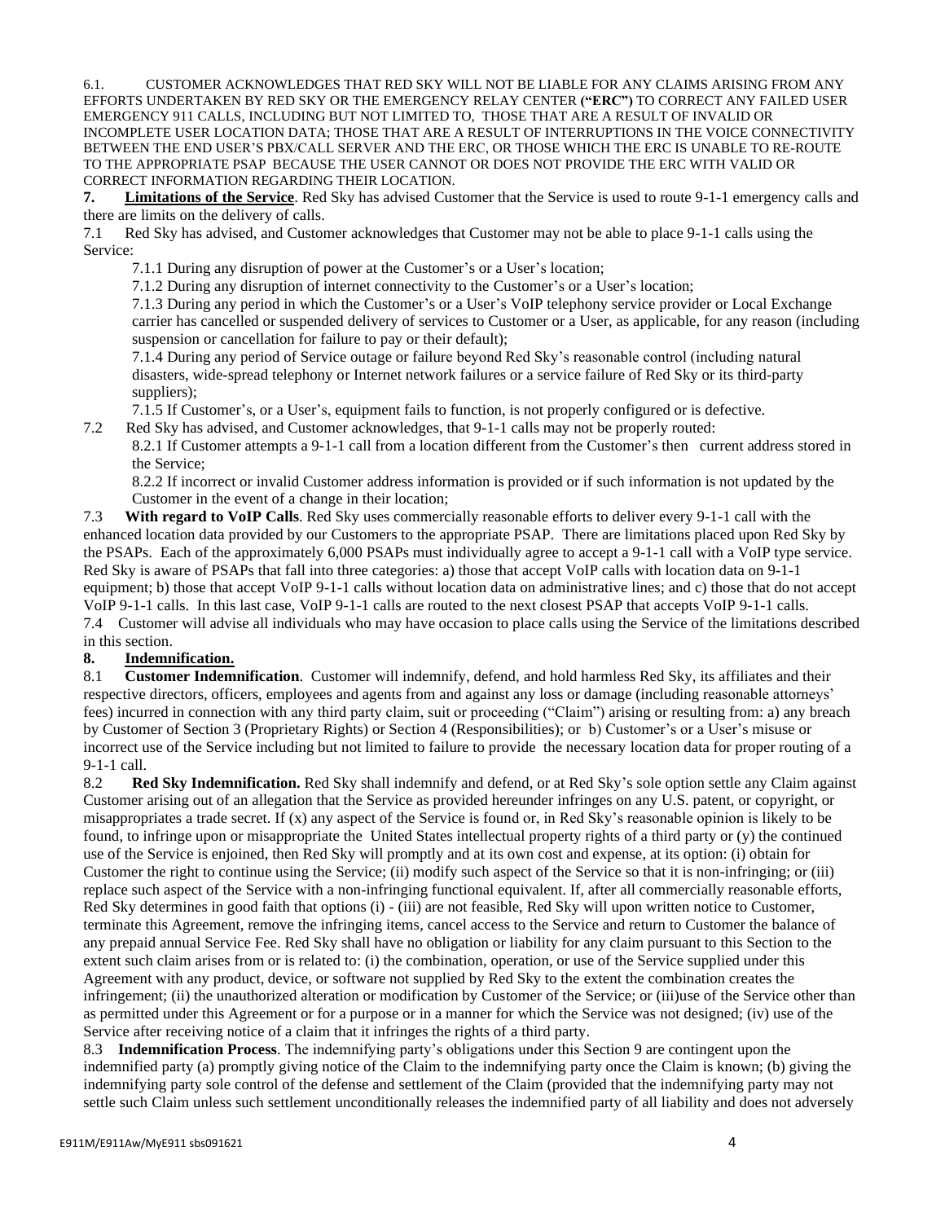6.1. CUSTOMER ACKNOWLEDGES THAT RED SKY WILL NOT BE LIABLE FOR ANY CLAIMS ARISING FROM ANY EFFORTS UNDERTAKEN BY RED SKY OR THE EMERGENCY RELAY CENTER **("ERC")** TO CORRECT ANY FAILED USER EMERGENCY 911 CALLS, INCLUDING BUT NOT LIMITED TO, THOSE THAT ARE A RESULT OF INVALID OR INCOMPLETE USER LOCATION DATA; THOSE THAT ARE A RESULT OF INTERRUPTIONS IN THE VOICE CONNECTIVITY BETWEEN THE END USER'S PBX/CALL SERVER AND THE ERC, OR THOSE WHICH THE ERC IS UNABLE TO RE-ROUTE TO THE APPROPRIATE PSAP BECAUSE THE USER CANNOT OR DOES NOT PROVIDE THE ERC WITH VALID OR CORRECT INFORMATION REGARDING THEIR LOCATION.

**7. Limitations of the Service**. Red Sky has advised Customer that the Service is used to route 9-1-1 emergency calls and there are limits on the delivery of calls.

7.1 Red Sky has advised, and Customer acknowledges that Customer may not be able to place 9-1-1 calls using the Service:

7.1.1 During any disruption of power at the Customer's or a User's location;

7.1.2 During any disruption of internet connectivity to the Customer's or a User's location;

7.1.3 During any period in which the Customer's or a User's VoIP telephony service provider or Local Exchange carrier has cancelled or suspended delivery of services to Customer or a User, as applicable, for any reason (including suspension or cancellation for failure to pay or their default);

7.1.4 During any period of Service outage or failure beyond Red Sky's reasonable control (including natural disasters, wide-spread telephony or Internet network failures or a service failure of Red Sky or its third-party suppliers);

7.1.5 If Customer's, or a User's, equipment fails to function, is not properly configured or is defective.

7.2 Red Sky has advised, and Customer acknowledges, that 9-1-1 calls may not be properly routed:

8.2.1 If Customer attempts a 9-1-1 call from a location different from the Customer's then current address stored in the Service;

8.2.2 If incorrect or invalid Customer address information is provided or if such information is not updated by the Customer in the event of a change in their location;

7.3 **With regard to VoIP Calls**. Red Sky uses commercially reasonable efforts to deliver every 9-1-1 call with the enhanced location data provided by our Customers to the appropriate PSAP. There are limitations placed upon Red Sky by the PSAPs. Each of the approximately 6,000 PSAPs must individually agree to accept a 9-1-1 call with a VoIP type service. Red Sky is aware of PSAPs that fall into three categories: a) those that accept VoIP calls with location data on 9-1-1 equipment; b) those that accept VoIP 9-1-1 calls without location data on administrative lines; and c) those that do not accept VoIP 9-1-1 calls. In this last case, VoIP 9-1-1 calls are routed to the next closest PSAP that accepts VoIP 9-1-1 calls.

7.4 Customer will advise all individuals who may have occasion to place calls using the Service of the limitations described in this section.

**8. Indemnification.**

8.1 **Customer Indemnification**. Customer will indemnify, defend, and hold harmless Red Sky, its affiliates and their respective directors, officers, employees and agents from and against any loss or damage (including reasonable attorneys' fees) incurred in connection with any third party claim, suit or proceeding ("Claim") arising or resulting from: a) any breach by Customer of Section 3 (Proprietary Rights) or Section 4 (Responsibilities); or b) Customer's or a User's misuse or incorrect use of the Service including but not limited to failure to provide the necessary location data for proper routing of a 9-1-1 call.

8.2 **Red Sky Indemnification.** Red Sky shall indemnify and defend, or at Red Sky's sole option settle any Claim against Customer arising out of an allegation that the Service as provided hereunder infringes on any U.S. patent, or copyright, or misappropriates a trade secret. If (x) any aspect of the Service is found or, in Red Sky's reasonable opinion is likely to be found, to infringe upon or misappropriate the United States intellectual property rights of a third party or (y) the continued use of the Service is enjoined, then Red Sky will promptly and at its own cost and expense, at its option: (i) obtain for Customer the right to continue using the Service; (ii) modify such aspect of the Service so that it is non-infringing; or (iii) replace such aspect of the Service with a non-infringing functional equivalent. If, after all commercially reasonable efforts, Red Sky determines in good faith that options (i) - (iii) are not feasible, Red Sky will upon written notice to Customer, terminate this Agreement, remove the infringing items, cancel access to the Service and return to Customer the balance of any prepaid annual Service Fee. Red Sky shall have no obligation or liability for any claim pursuant to this Section to the extent such claim arises from or is related to: (i) the combination, operation, or use of the Service supplied under this Agreement with any product, device, or software not supplied by Red Sky to the extent the combination creates the infringement; (ii) the unauthorized alteration or modification by Customer of the Service; or (iii)use of the Service other than as permitted under this Agreement or for a purpose or in a manner for which the Service was not designed; (iv) use of the Service after receiving notice of a claim that it infringes the rights of a third party.

8.3 **Indemnification Process**. The indemnifying party's obligations under this Section 9 are contingent upon the indemnified party (a) promptly giving notice of the Claim to the indemnifying party once the Claim is known; (b) giving the indemnifying party sole control of the defense and settlement of the Claim (provided that the indemnifying party may not settle such Claim unless such settlement unconditionally releases the indemnified party of all liability and does not adversely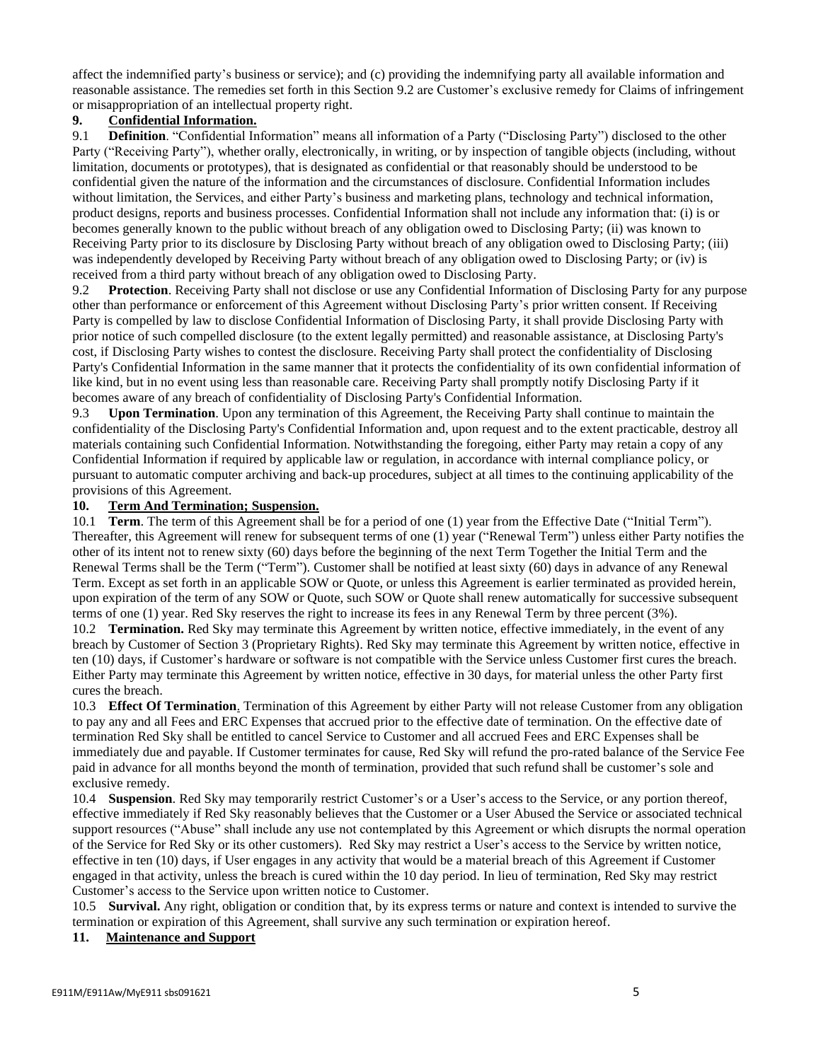affect the indemnified party's business or service); and (c) providing the indemnifying party all available information and reasonable assistance. The remedies set forth in this Section 9.2 are Customer's exclusive remedy for Claims of infringement or misappropriation of an intellectual property right.

## 9. Confidential Information.

9.1 **Definition**. "Confidential Information" means all information of a Party ("Disclosing Party") disclosed to the other Party ("Receiving Party"), whether orally, electronically, in writing, or by inspection of tangible objects (including, without limitation, documents or prototypes), that is designated as confidential or that reasonably should be understood to be confidential given the nature of the information and the circumstances of disclosure. Confidential Information includes without limitation, the Services, and either Party's business and marketing plans, technology and technical information, product designs, reports and business processes. Confidential Information shall not include any information that: (i) is or becomes generally known to the public without breach of any obligation owed to Disclosing Party; (ii) was known to Receiving Party prior to its disclosure by Disclosing Party without breach of any obligation owed to Disclosing Party; (iii) was independently developed by Receiving Party without breach of any obligation owed to Disclosing Party; or (iv) is received from a third party without breach of any obligation owed to Disclosing Party.

9.2 **Protection**. Receiving Party shall not disclose or use any Confidential Information of Disclosing Party for any purpose other than performance or enforcement of this Agreement without Disclosing Party's prior written consent. If Receiving Party is compelled by law to disclose Confidential Information of Disclosing Party, it shall provide Disclosing Party with prior notice of such compelled disclosure (to the extent legally permitted) and reasonable assistance, at Disclosing Party's cost, if Disclosing Party wishes to contest the disclosure. Receiving Party shall protect the confidentiality of Disclosing Party's Confidential Information in the same manner that it protects the confidentiality of its own confidential information of like kind, but in no event using less than reasonable care. Receiving Party shall promptly notify Disclosing Party if it becomes aware of any breach of confidentiality of Disclosing Party's Confidential Information.

9.3 **Upon Termination**. Upon any termination of this Agreement, the Receiving Party shall continue to maintain the confidentiality of the Disclosing Party's Confidential Information and, upon request and to the extent practicable, destroy all materials containing such Confidential Information. Notwithstanding the foregoing, either Party may retain a copy of any Confidential Information if required by applicable law or regulation, in accordance with internal compliance policy, or pursuant to automatic computer archiving and back-up procedures, subject at all times to the continuing applicability of the provisions of this Agreement.

## 10. Term And Termination; Suspension.

10.1 **Term**. The term of this Agreement shall be for a period of one (1) year from the Effective Date ("Initial Term"). Thereafter, this Agreement will renew for subsequent terms of one (1) year ("Renewal Term") unless either Party notifies the other of its intent not to renew sixty (60) days before the beginning of the next Term Together the Initial Term and the Renewal Terms shall be the Term ("Term"). Customer shall be notified at least sixty (60) days in advance of any Renewal Term. Except as set forth in an applicable SOW or Quote, or unless this Agreement is earlier terminated as provided herein, upon expiration of the term of any SOW or Quote, such SOW or Quote shall renew automatically for successive subsequent terms of one (1) year. Red Sky reserves the right to increase its fees in any Renewal Term by three percent (3%).

10.2 **Termination.** Red Sky may terminate this Agreement by written notice, effective immediately, in the event of any breach by Customer of Section 3 (Proprietary Rights). Red Sky may terminate this Agreement by written notice, effective in ten (10) days, if Customer's hardware or software is not compatible with the Service unless Customer first cures the breach. Either Party may terminate this Agreement by written notice, effective in 30 days, for material unless the other Party first cures the breach.

10.3 **Effect Of Termination**. Termination of this Agreement by either Party will not release Customer from any obligation to pay any and all Fees and ERC Expenses that accrued prior to the effective date of termination. On the effective date of termination Red Sky shall be entitled to cancel Service to Customer and all accrued Fees and ERC Expenses shall be immediately due and payable. If Customer terminates for cause, Red Sky will refund the pro-rated balance of the Service Fee paid in advance for all months beyond the month of termination, provided that such refund shall be customer's sole and exclusive remedy.

10.4 **Suspension**. Red Sky may temporarily restrict Customer's or a User's access to the Service, or any portion thereof, effective immediately if Red Sky reasonably believes that the Customer or a User Abused the Service or associated technical support resources ("Abuse" shall include any use not contemplated by this Agreement or which disrupts the normal operation of the Service for Red Sky or its other customers). Red Sky may restrict a User's access to the Service by written notice, effective in ten (10) days, if User engages in any activity that would be a material breach of this Agreement if Customer engaged in that activity, unless the breach is cured within the 10 day period. In lieu of termination, Red Sky may restrict Customer's access to the Service upon written notice to Customer.

10.5 **Survival.** Any right, obligation or condition that, by its express terms or nature and context is intended to survive the termination or expiration of this Agreement, shall survive any such termination or expiration hereof.

## 11. Maintenance and Support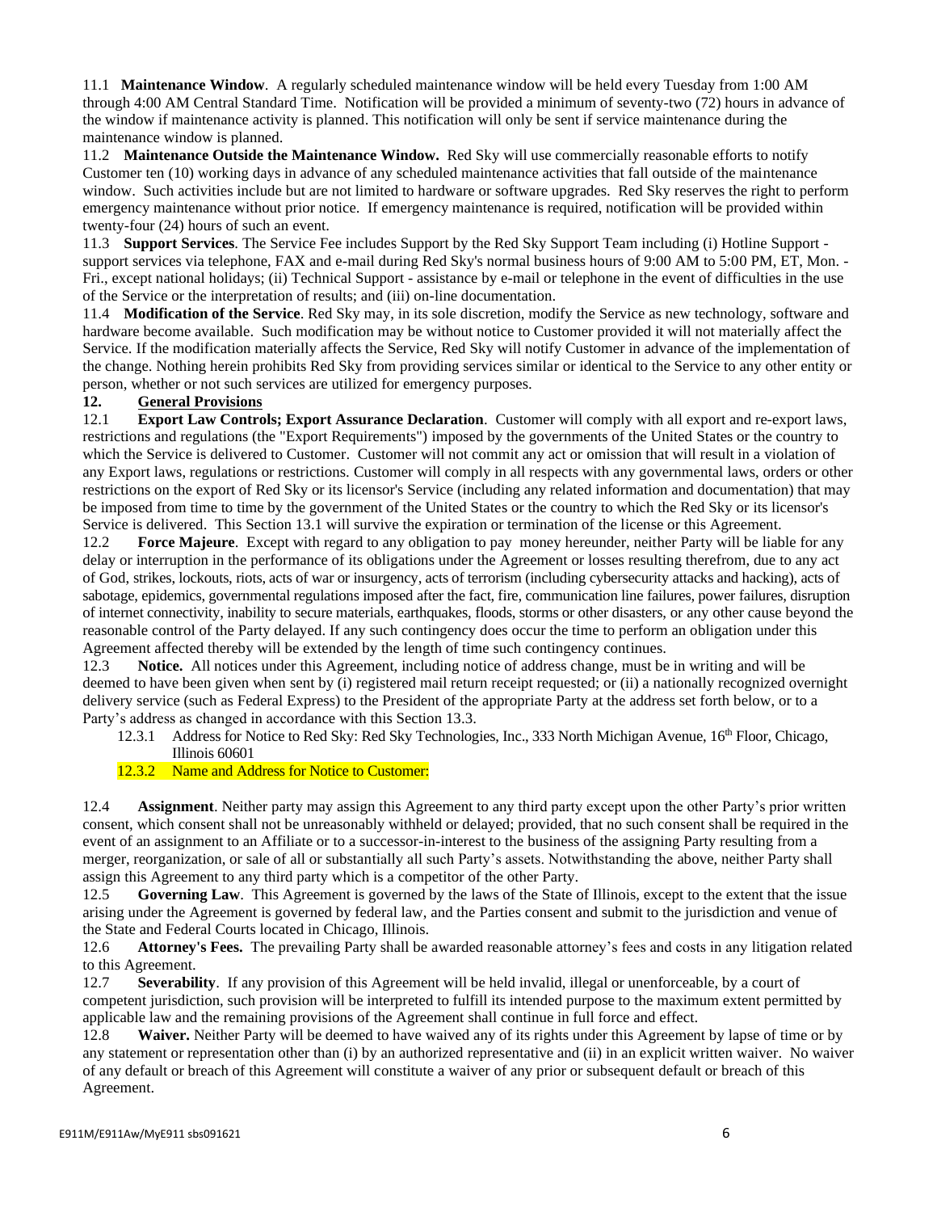11.1 **Maintenance Window**. A regularly scheduled maintenance window will be held every Tuesday from 1:00 AM through 4:00 AM Central Standard Time. Notification will be provided a minimum of seventy-two (72) hours in advance of the window if maintenance activity is planned. This notification will only be sent if service maintenance during the maintenance window is planned.

11.2 **Maintenance Outside the Maintenance Window.** Red Sky will use commercially reasonable efforts to notify Customer ten (10) working days in advance of any scheduled maintenance activities that fall outside of the maintenance window. Such activities include but are not limited to hardware or software upgrades. Red Sky reserves the right to perform emergency maintenance without prior notice. If emergency maintenance is required, notification will be provided within twenty-four (24) hours of such an event.

11.3 **Support Services**. The Service Fee includes Support by the Red Sky Support Team including (i) Hotline Support - support services via telephone, FAX and e-mail during Red Sky's normal business hours of 9:00 AM to 5:00 PM, ET, Mon. - Fri., except national holidays; (ii) Technical Support - assistance by e-mail or telephone in the event of difficulties in the use of the Service or the interpretation of results; and (iii) on-line documentation.

11.4 **Modification of the Service**. Red Sky may, in its sole discretion, modify the Service as new technology, software and hardware become available. Such modification may be without notice to Customer provided it will not materially affect the Service. If the modification materially affects the Service, Red Sky will notify Customer in advance of the implementation of the change. Nothing herein prohibits Red Sky from providing services similar or identical to the Service to any other entity or person, whether or not such services are utilized for emergency purposes.

## 12. General Provisions

12.1 **Export Law Controls; Export Assurance Declaration**. Customer will comply with all export and re-export laws, restrictions and regulations (the "Export Requirements") imposed by the governments of the United States or the country to which the Service is delivered to Customer. Customer will not commit any act or omission that will result in a violation of any Export laws, regulations or restrictions. Customer will comply in all respects with any governmental laws, orders or other restrictions on the export of Red Sky or its licensor's Service (including any related information and documentation) that may be imposed from time to time by the government of the United States or the country to which the Red Sky or its licensor's Service is delivered. This Section 13.1 will survive the expiration or termination of the license or this Agreement.

12.2 **Force Majeure**. Except with regard to any obligation to pay money hereunder, neither Party will be liable for any delay or interruption in the performance of its obligations under the Agreement or losses resulting therefrom, due to any act of God, strikes, lockouts, riots, acts of war or insurgency, acts of terrorism (including cybersecurity attacks and hacking), acts of sabotage, epidemics, governmental regulations imposed after the fact, fire, communication line failures, power failures, disruption of internet connectivity, inability to secure materials, earthquakes, floods, storms or other disasters, or any other cause beyond the reasonable control of the Party delayed. If any such contingency does occur the time to perform an obligation under this Agreement affected thereby will be extended by the length of time such contingency continues.

12.3 **Notice.** All notices under this Agreement, including notice of address change, must be in writing and will be deemed to have been given when sent by (i) registered mail return receipt requested; or (ii) a nationally recognized overnight delivery service (such as Federal Express) to the President of the appropriate Party at the address set forth below, or to a Party's address as changed in accordance with this Section 13.3.

12.3.1 Address for Notice to Red Sky: Red Sky Technologies, Inc., 333 North Michigan Avenue, 16th Floor, Chicago, Illinois 60601

12.3.2 Name and Address for Notice to Customer:

12.4 **Assignment**. Neither party may assign this Agreement to any third party except upon the other Party's prior written consent, which consent shall not be unreasonably withheld or delayed; provided, that no such consent shall be required in the event of an assignment to an Affiliate or to a successor-in-interest to the business of the assigning Party resulting from a merger, reorganization, or sale of all or substantially all such Party's assets. Notwithstanding the above, neither Party shall assign this Agreement to any third party which is a competitor of the other Party.

12.5 **Governing Law**. This Agreement is governed by the laws of the State of Illinois, except to the extent that the issue arising under the Agreement is governed by federal law, and the Parties consent and submit to the jurisdiction and venue of the State and Federal Courts located in Chicago, Illinois.

12.6 **Attorney's Fees.** The prevailing Party shall be awarded reasonable attorney's fees and costs in any litigation related to this Agreement.

12.7 **Severability**. If any provision of this Agreement will be held invalid, illegal or unenforceable, by a court of competent jurisdiction, such provision will be interpreted to fulfill its intended purpose to the maximum extent permitted by applicable law and the remaining provisions of the Agreement shall continue in full force and effect.

12.8 **Waiver.** Neither Party will be deemed to have waived any of its rights under this Agreement by lapse of time or by any statement or representation other than (i) by an authorized representative and (ii) in an explicit written waiver. No waiver of any default or breach of this Agreement will constitute a waiver of any prior or subsequent default or breach of this Agreement.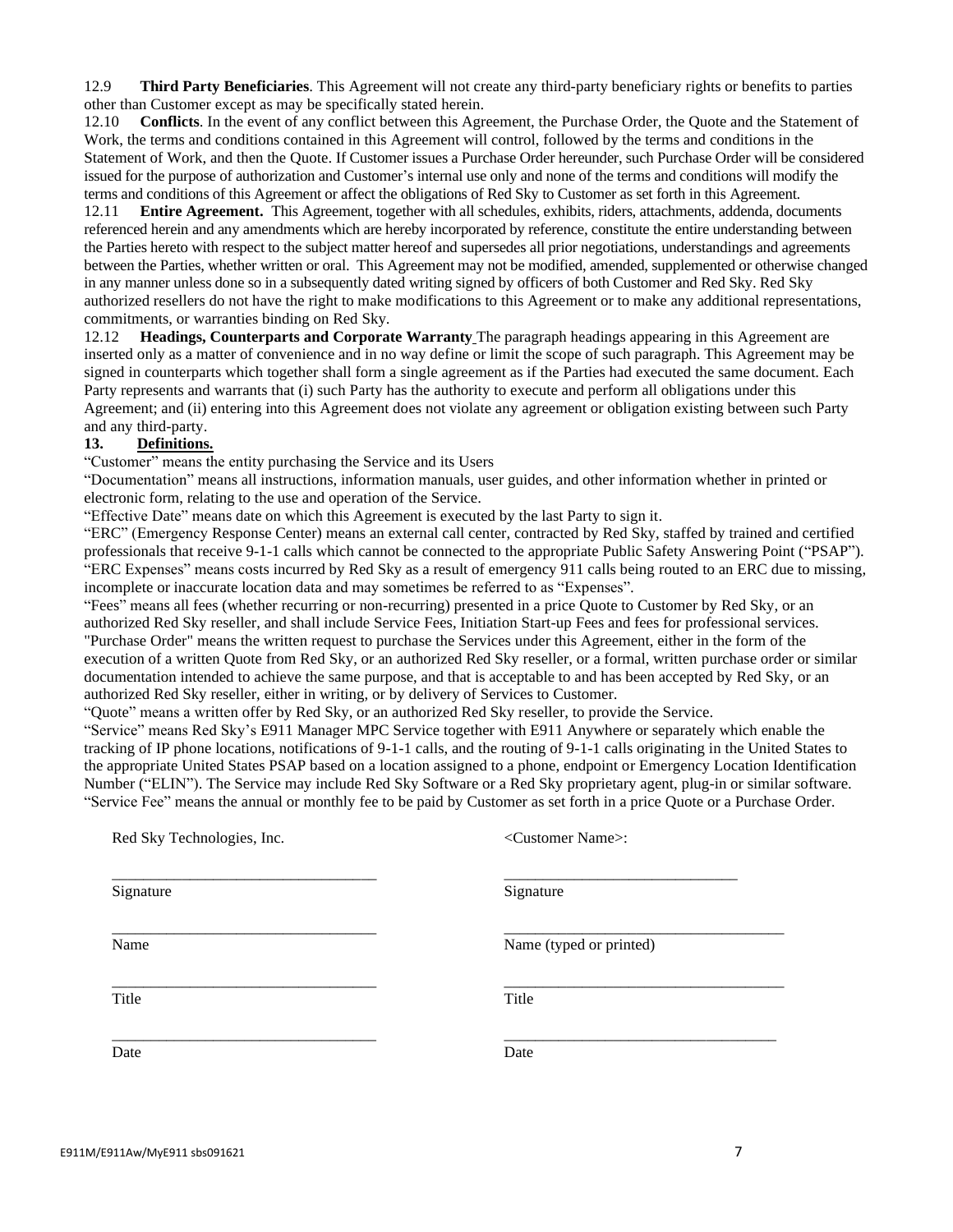12.9 **Third Party Beneficiaries**. This Agreement will not create any third-party beneficiary rights or benefits to parties other than Customer except as may be specifically stated herein.

12.10 **Conflicts**. In the event of any conflict between this Agreement, the Purchase Order, the Quote and the Statement of Work, the terms and conditions contained in this Agreement will control, followed by the terms and conditions in the Statement of Work, and then the Quote. If Customer issues a Purchase Order hereunder, such Purchase Order will be considered issued for the purpose of authorization and Customer's internal use only and none of the terms and conditions will modify the terms and conditions of this Agreement or affect the obligations of Red Sky to Customer as set forth in this Agreement.

12.11 **Entire Agreement.** This Agreement, together with all schedules, exhibits, riders, attachments, addenda, documents referenced herein and any amendments which are hereby incorporated by reference, constitute the entire understanding between the Parties hereto with respect to the subject matter hereof and supersedes all prior negotiations, understandings and agreements between the Parties, whether written or oral. This Agreement may not be modified, amended, supplemented or otherwise changed in any manner unless done so in a subsequently dated writing signed by officers of both Customer and Red Sky. Red Sky authorized resellers do not have the right to make modifications to this Agreement or to make any additional representations, commitments, or warranties binding on Red Sky.

12.12 **Headings, Counterparts and Corporate Warranty** The paragraph headings appearing in this Agreement are inserted only as a matter of convenience and in no way define or limit the scope of such paragraph. This Agreement may be signed in counterparts which together shall form a single agreement as if the Parties had executed the same document. Each Party represents and warrants that (i) such Party has the authority to execute and perform all obligations under this Agreement; and (ii) entering into this Agreement does not violate any agreement or obligation existing between such Party and any third-party.

**13. Definitions.**

"Customer" means the entity purchasing the Service and its Users

"Documentation" means all instructions, information manuals, user guides, and other information whether in printed or electronic form, relating to the use and operation of the Service.

"Effective Date" means date on which this Agreement is executed by the last Party to sign it.

"ERC" (Emergency Response Center) means an external call center, contracted by Red Sky, staffed by trained and certified professionals that receive 9-1-1 calls which cannot be connected to the appropriate Public Safety Answering Point ("PSAP").

"ERC Expenses" means costs incurred by Red Sky as a result of emergency 911 calls being routed to an ERC due to missing, incomplete or inaccurate location data and may sometimes be referred to as "Expenses".

"Fees" means all fees (whether recurring or non-recurring) presented in a price Quote to Customer by Red Sky, or an authorized Red Sky reseller, and shall include Service Fees, Initiation Start-up Fees and fees for professional services.

"Purchase Order" means the written request to purchase the Services under this Agreement, either in the form of the execution of a written Quote from Red Sky, or an authorized Red Sky reseller, or a formal, written purchase order or similar documentation intended to achieve the same purpose, and that is acceptable to and has been accepted by Red Sky, or an authorized Red Sky reseller, either in writing, or by delivery of Services to Customer.

"Quote" means a written offer by Red Sky, or an authorized Red Sky reseller, to provide the Service.

"Service" means Red Sky's E911 Manager MPC Service together with E911 Anywhere or separately which enable the tracking of IP phone locations, notifications of 9-1-1 calls, and the routing of 9-1-1 calls originating in the United States to the appropriate United States PSAP based on a location assigned to a phone, endpoint or Emergency Location Identification Number ("ELIN"). The Service may include Red Sky Software or a Red Sky proprietary agent, plug-in or similar software.

"Service Fee" means the annual or monthly fee to be paid by Customer as set forth in a price Quote or a Purchase Order.

| Red Sky Technologies, Inc. | <Customer Name>: |
|---|---|
| ______________________________ | ______________________________ |
| Signature | Signature |
| ______________________________ | ______________________________ |
| Name | Name (typed or printed) |
| ______________________________ | ______________________________ |
| Title | Title |
| ______________________________ | ______________________________ |
| Date | Date |

E911M/E911Aw/MyE911 sbs091621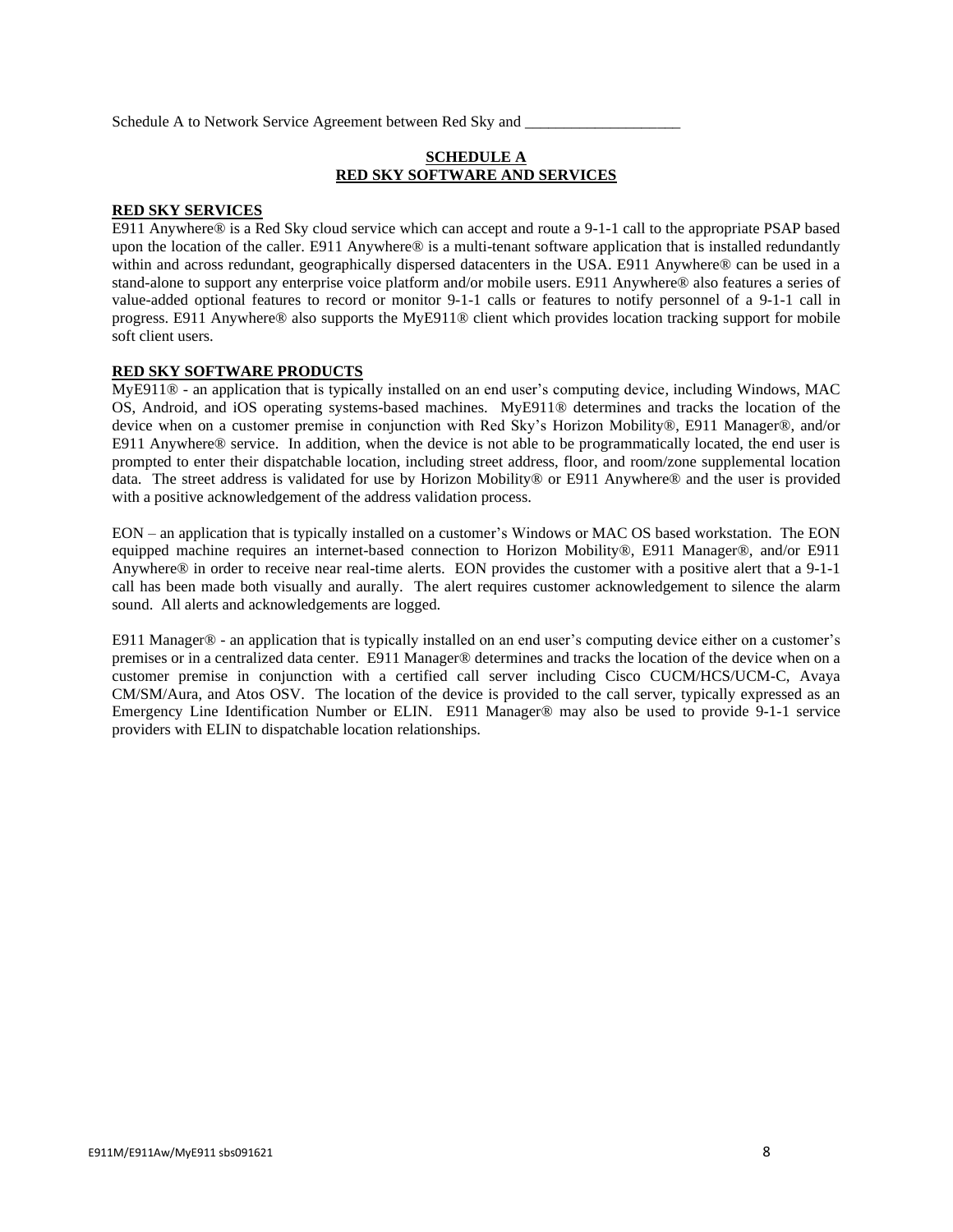Schedule A to Network Service Agreement between Red Sky and ____________________

## SCHEDULE A
## RED SKY SOFTWARE AND SERVICES

### RED SKY SERVICES

E911 Anywhere® is a Red Sky cloud service which can accept and route a 9-1-1 call to the appropriate PSAP based upon the location of the caller. E911 Anywhere® is a multi-tenant software application that is installed redundantly within and across redundant, geographically dispersed datacenters in the USA. E911 Anywhere® can be used in a stand-alone to support any enterprise voice platform and/or mobile users. E911 Anywhere® also features a series of value-added optional features to record or monitor 9-1-1 calls or features to notify personnel of a 9-1-1 call in progress. E911 Anywhere® also supports the MyE911® client which provides location tracking support for mobile soft client users.

### RED SKY SOFTWARE PRODUCTS

MyE911® - an application that is typically installed on an end user's computing device, including Windows, MAC OS, Android, and iOS operating systems-based machines. MyE911® determines and tracks the location of the device when on a customer premise in conjunction with Red Sky's Horizon Mobility®, E911 Manager®, and/or E911 Anywhere® service. In addition, when the device is not able to be programmatically located, the end user is prompted to enter their dispatchable location, including street address, floor, and room/zone supplemental location data. The street address is validated for use by Horizon Mobility® or E911 Anywhere® and the user is provided with a positive acknowledgement of the address validation process.

EON – an application that is typically installed on a customer's Windows or MAC OS based workstation. The EON equipped machine requires an internet-based connection to Horizon Mobility®, E911 Manager®, and/or E911 Anywhere® in order to receive near real-time alerts. EON provides the customer with a positive alert that a 9-1-1 call has been made both visually and aurally. The alert requires customer acknowledgement to silence the alarm sound. All alerts and acknowledgements are logged.

E911 Manager® - an application that is typically installed on an end user's computing device either on a customer's premises or in a centralized data center. E911 Manager® determines and tracks the location of the device when on a customer premise in conjunction with a certified call server including Cisco CUCM/HCS/UCM-C, Avaya CM/SM/Aura, and Atos OSV. The location of the device is provided to the call server, typically expressed as an Emergency Line Identification Number or ELIN. E911 Manager® may also be used to provide 9-1-1 service providers with ELIN to dispatchable location relationships.

E911M/E911Aw/MyE911 sbs091621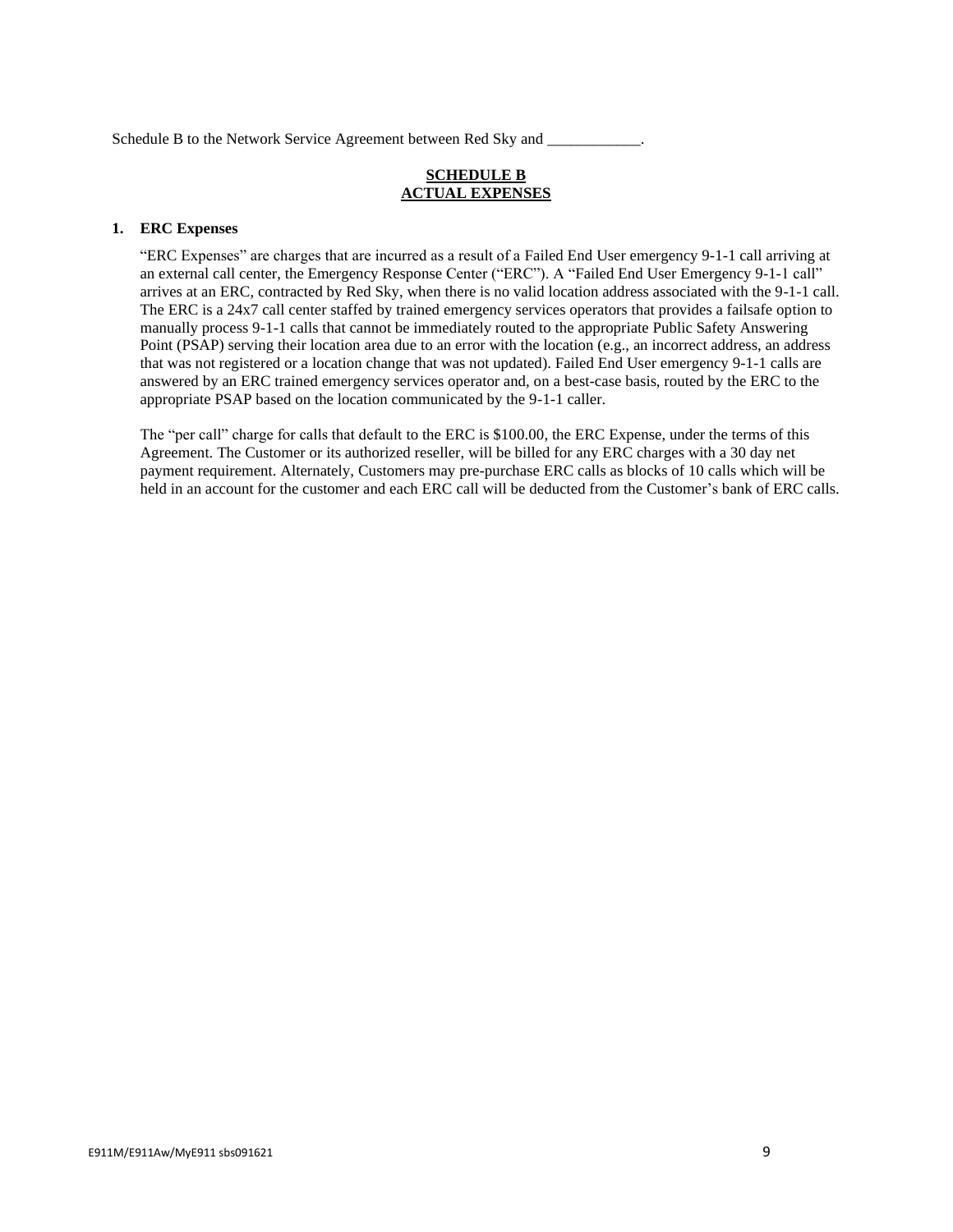Schedule B to the Network Service Agreement between Red Sky and ____________.

## SCHEDULE B
## ACTUAL EXPENSES

### 1. ERC Expenses

"ERC Expenses" are charges that are incurred as a result of a Failed End User emergency 9-1-1 call arriving at an external call center, the Emergency Response Center ("ERC"). A "Failed End User Emergency 9-1-1 call" arrives at an ERC, contracted by Red Sky, when there is no valid location address associated with the 9-1-1 call. The ERC is a 24x7 call center staffed by trained emergency services operators that provides a failsafe option to manually process 9-1-1 calls that cannot be immediately routed to the appropriate Public Safety Answering Point (PSAP) serving their location area due to an error with the location (e.g., an incorrect address, an address that was not registered or a location change that was not updated). Failed End User emergency 9-1-1 calls are answered by an ERC trained emergency services operator and, on a best-case basis, routed by the ERC to the appropriate PSAP based on the location communicated by the 9-1-1 caller.

The "per call" charge for calls that default to the ERC is $100.00, the ERC Expense, under the terms of this Agreement. The Customer or its authorized reseller, will be billed for any ERC charges with a 30 day net payment requirement. Alternately, Customers may pre-purchase ERC calls as blocks of 10 calls which will be held in an account for the customer and each ERC call will be deducted from the Customer's bank of ERC calls.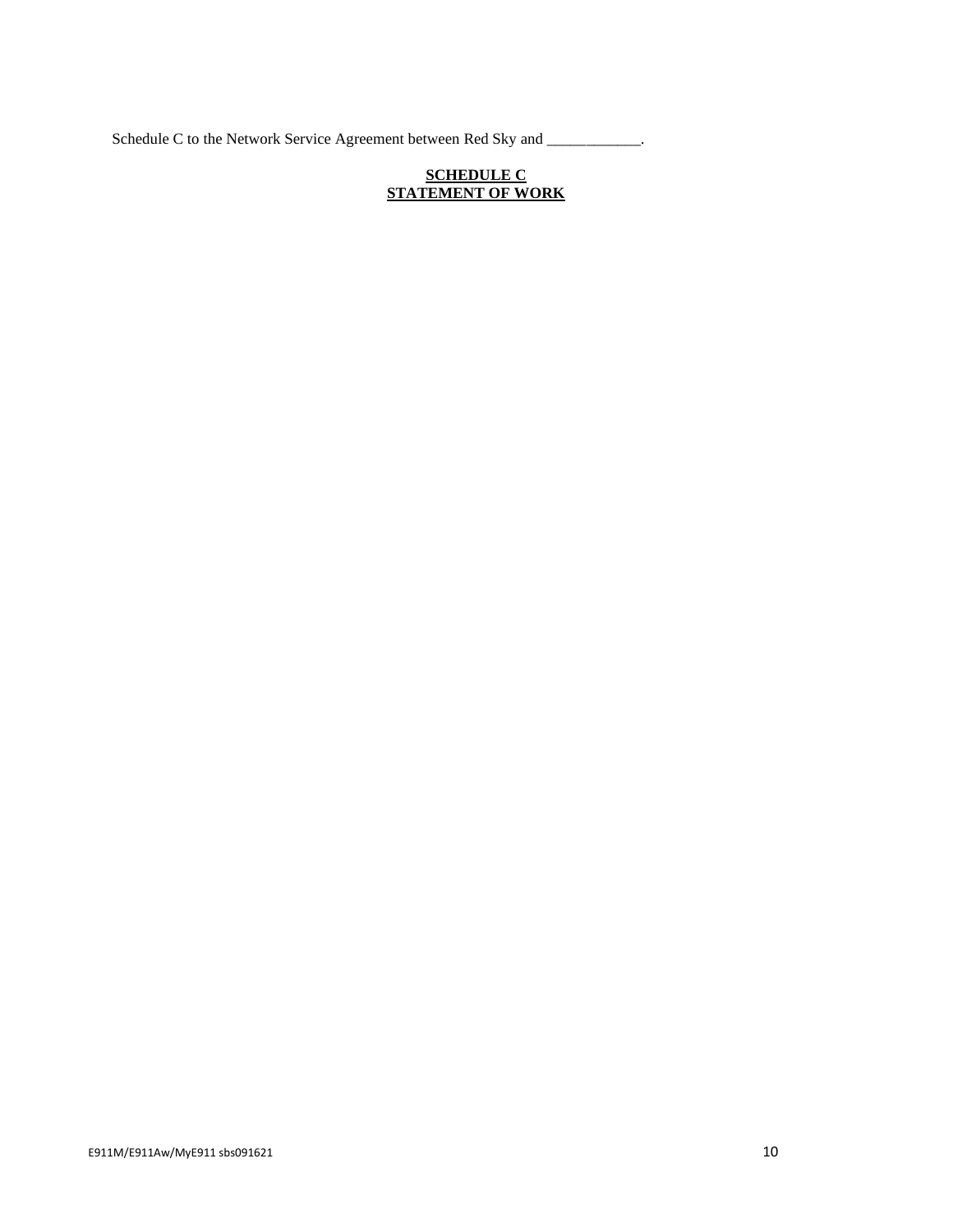Schedule C to the Network Service Agreement between Red Sky and ____________.

**SCHEDULE C**
**STATEMENT OF WORK**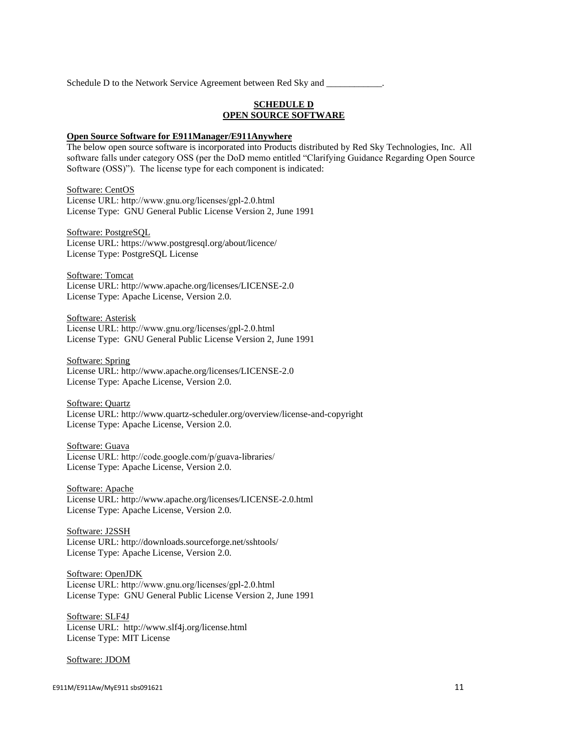Schedule D to the Network Service Agreement between Red Sky and ____________.

**SCHEDULE D**
**OPEN SOURCE SOFTWARE**

**Open Source Software for E911Manager/E911Anywhere**

The below open source software is incorporated into Products distributed by Red Sky Technologies, Inc. All software falls under category OSS (per the DoD memo entitled "Clarifying Guidance Regarding Open Source Software (OSS)"). The license type for each component is indicated:

Software: CentOS
License URL: http://www.gnu.org/licenses/gpl-2.0.html
License Type: GNU General Public License Version 2, June 1991

Software: PostgreSQL
License URL: https://www.postgresql.org/about/licence/
License Type: PostgreSQL License

Software: Tomcat
License URL: http://www.apache.org/licenses/LICENSE-2.0
License Type: Apache License, Version 2.0.

Software: Asterisk
License URL: http://www.gnu.org/licenses/gpl-2.0.html
License Type: GNU General Public License Version 2, June 1991

Software: Spring
License URL: http://www.apache.org/licenses/LICENSE-2.0
License Type: Apache License, Version 2.0.

Software: Quartz
License URL: http://www.quartz-scheduler.org/overview/license-and-copyright
License Type: Apache License, Version 2.0.

Software: Guava
License URL: http://code.google.com/p/guava-libraries/
License Type: Apache License, Version 2.0.

Software: Apache
License URL: http://www.apache.org/licenses/LICENSE-2.0.html
License Type: Apache License, Version 2.0.

Software: J2SSH
License URL: http://downloads.sourceforge.net/sshtools/
License Type: Apache License, Version 2.0.

Software: OpenJDK
License URL: http://www.gnu.org/licenses/gpl-2.0.html
License Type: GNU General Public License Version 2, June 1991

Software: SLF4J
License URL: http://www.slf4j.org/license.html
License Type: MIT License

Software: JDOM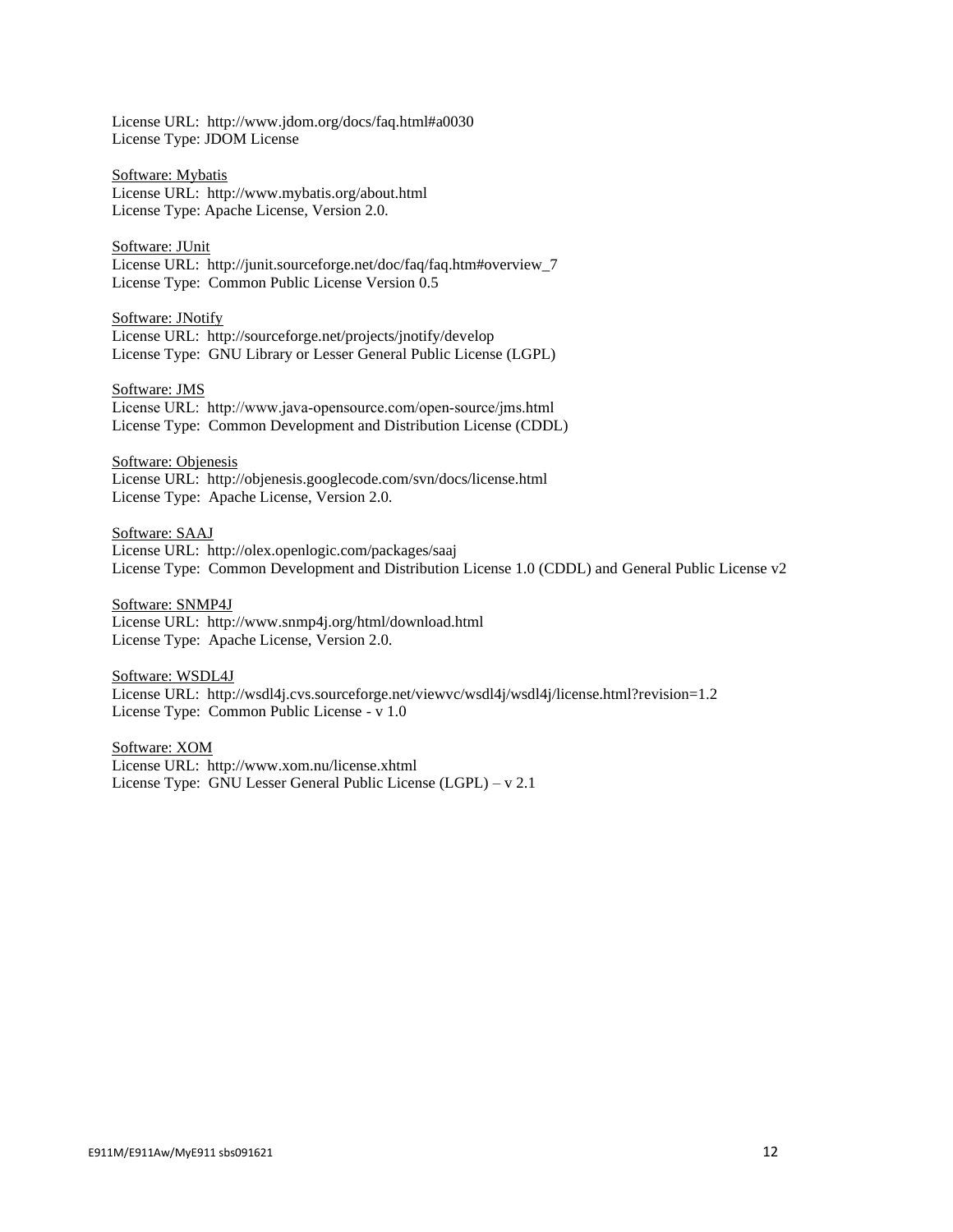License URL: http://www.jdom.org/docs/faq.html#a0030
License Type: JDOM License

Software: Mybatis
License URL: http://www.mybatis.org/about.html
License Type: Apache License, Version 2.0.

Software: JUnit
License URL: http://junit.sourceforge.net/doc/faq/faq.htm#overview_7
License Type: Common Public License Version 0.5

Software: JNotify
License URL: http://sourceforge.net/projects/jnotify/develop
License Type: GNU Library or Lesser General Public License (LGPL)

Software: JMS
License URL: http://www.java-opensource.com/open-source/jms.html
License Type: Common Development and Distribution License (CDDL)

Software: Objenesis
License URL: http://objenesis.googlecode.com/svn/docs/license.html
License Type: Apache License, Version 2.0.

Software: SAAJ
License URL: http://olex.openlogic.com/packages/saaj
License Type: Common Development and Distribution License 1.0 (CDDL) and General Public License v2

Software: SNMP4J
License URL: http://www.snmp4j.org/html/download.html
License Type: Apache License, Version 2.0.

Software: WSDL4J
License URL: http://wsdl4j.cvs.sourceforge.net/viewvc/wsdl4j/wsdl4j/license.html?revision=1.2
License Type: Common Public License - v 1.0

Software: XOM
License URL: http://www.xom.nu/license.xhtml
License Type: GNU Lesser General Public License (LGPL) – v 2.1